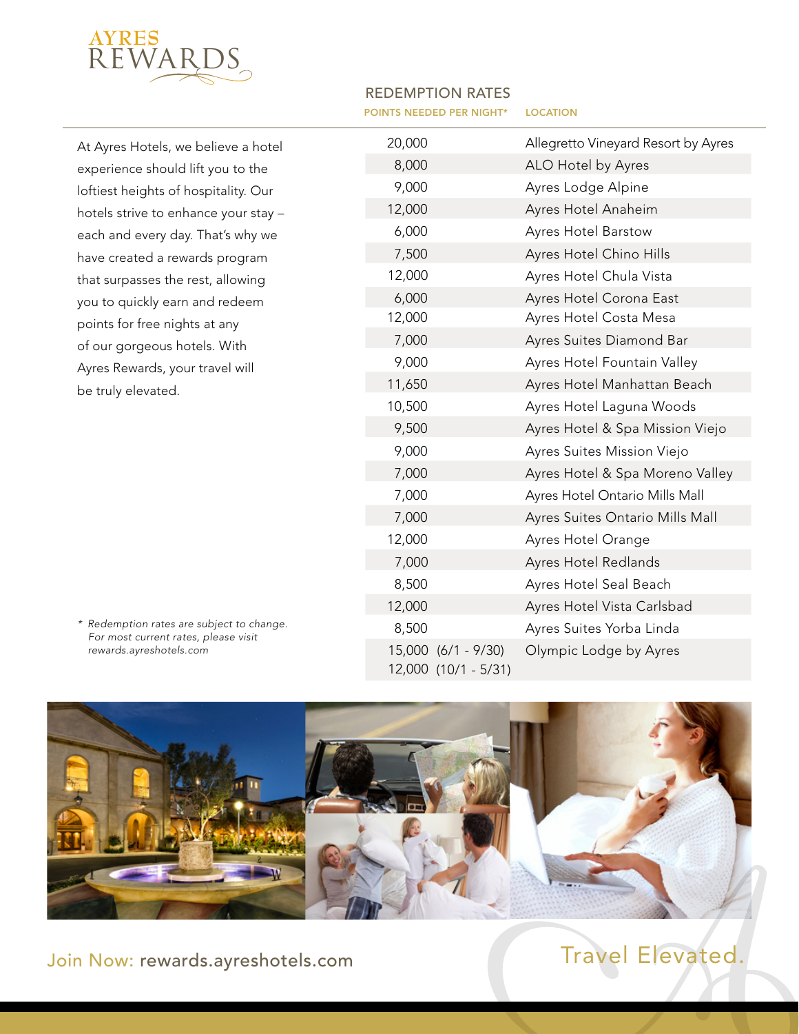# AYRES REWARDS

At Ayres Hotels, we believe a hotel experience should lift you to the loftiest heights of hospitality. Our hotels strive to enhance your stay – each and every day. That's why we have created a rewards program that surpasses the rest, allowing you to quickly earn and redeem points for free nights at any of our gorgeous hotels. With Ayres Rewards, your travel will be truly elevated.

## REDEMPTION RATES

| POINTS NEEDED PER NIGHT* | LOCATION |
|---|---|
| 20,000 | Allegretto Vineyard Resort by Ayres |
| 8,000 | ALO Hotel by Ayres |
| 9,000 | Ayres Lodge Alpine |
| 12,000 | Ayres Hotel Anaheim |
| 6,000 | Ayres Hotel Barstow |
| 7,500 | Ayres Hotel Chino Hills |
| 12,000 | Ayres Hotel Chula Vista |
| 6,000 | Ayres Hotel Corona East |
| 12,000 | Ayres Hotel Costa Mesa |
| 7,000 | Ayres Suites Diamond Bar |
| 9,000 | Ayres Hotel Fountain Valley |
| 11,650 | Ayres Hotel Manhattan Beach |
| 10,500 | Ayres Hotel Laguna Woods |
| 9,500 | Ayres Hotel & Spa Mission Viejo |
| 9,000 | Ayres Suites Mission Viejo |
| 7,000 | Ayres Hotel & Spa Moreno Valley |
| 7,000 | Ayres Hotel Ontario Mills Mall |
| 7,000 | Ayres Suites Ontario Mills Mall |
| 12,000 | Ayres Hotel Orange |
| 7,000 | Ayres Hotel Redlands |
| 8,500 | Ayres Hotel Seal Beach |
| 12,000 | Ayres Hotel Vista Carlsbad |
| 8,500 | Ayres Suites Yorba Linda |
| 15,000 (6/1 - 9/30)<br>12,000 (10/1 - 5/31) | Olympic Lodge by Ayres |

*\* Redemption rates are subject to change. For most current rates, please visit rewards.ayreshotels.com*

Join Now: rewards.ayreshotels.com

Travel Elevated.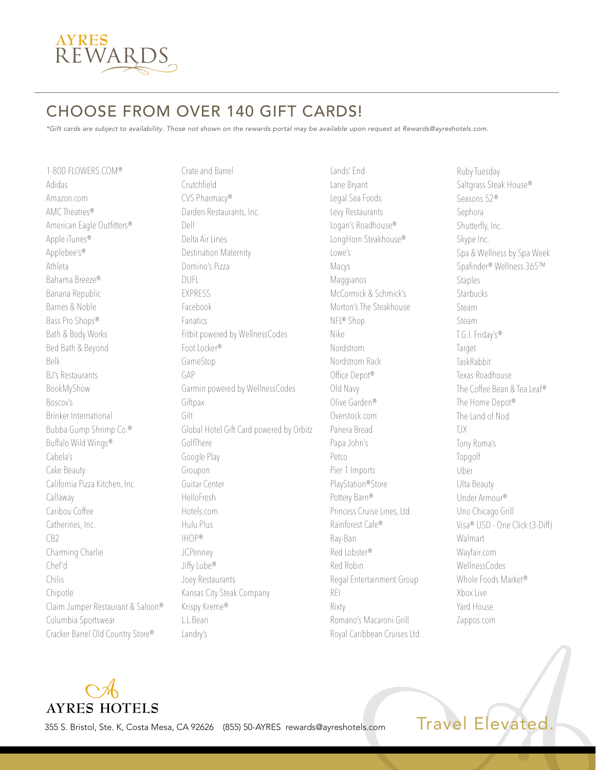AYRES REWARDS

# CHOOSE FROM OVER 140 GIFT CARDS!

*\*Gift cards are subject to availability. Those not shown on the rewards portal may be available upon request at Rewards@ayreshotels.com.*

- 1-800-FLOWERS.COM®
- Adidas
- Amazon.com
- AMC Theatres®
- American Eagle Outfitters®
- Apple iTunes®
- Applebee's®
- Athleta
- Bahama Breeze®
- Banana Republic
- Barnes & Noble
- Bass Pro Shops®
- Bath & Body Works
- Bed Bath & Beyond
- Belk
- BJ's Restaurants
- BookMyShow
- Boscov's
- Brinker International
- Bubba Gump Shrimp Co.®
- Buffalo Wild Wings®
- Cabela's
- Cake Beauty
- California Pizza Kitchen, Inc
- Callaway
- Caribou Coffee
- Catherines, Inc.
- CB2
- Charming Charlie
- Chef'd
- Chilis
- Chipotle
- Claim Jumper Restaurant & Saloon®
- Columbia Sportswear
- Cracker Barrel Old Country Store®
- Crate and Barrel
- Crutchfield
- CVS Pharmacy®
- Darden Restaurants, Inc.
- Dell
- Delta Air Lines
- Destination Maternity
- Domino's Pizza
- DUFL
- EXPRESS
- Facebook
- Fanatics
- Fitbit powered by WellnessCodes
- Foot Locker®
- GameStop
- GAP
- Garmin powered by WellnessCodes
- Giftpax
- Gilt
- Global Hotel Gift Card powered by Orbitz
- GolfThere
- Google Play
- Groupon
- Guitar Center
- HelloFresh
- Hotels.com
- Hulu Plus
- IHOP®
- JCPenney
- Jiffy Lube®
- Joey Restaurants
- Kansas City Steak Company
- Krispy Kreme®
- L.L.Bean
- Landry's
- Lands' End
- Lane Bryant
- Legal Sea Foods
- Levy Restaurants
- Logan's Roadhouse®
- LongHorn Steakhouse®
- Lowe's
- Macys
- Maggianos
- McCormick & Schmick's
- Morton's The Steakhouse
- NFL® Shop
- Nike
- Nordstrom
- Nordstrom Rack
- Office Depot®
- Old Navy
- Olive Garden®
- Overstock.com
- Panera Bread
- Papa John's
- Petco
- Pier 1 Imports
- PlayStation®Store
- Pottery Barn®
- Princess Cruise Lines, Ltd.
- Rainforest Cafe®
- Ray-Ban
- Red Lobster®
- Red Robin
- Regal Entertainment Group
- REI
- Rixty
- Romano's Macaroni Grill
- Royal Caribbean Cruises Ltd.
- Ruby Tuesday
- Saltgrass Steak House®
- Seasons 52®
- Sephora
- Shutterfly, Inc.
- Skype Inc.
- Spa & Wellness by Spa Week
- Spafinder® Wellness 365™
- Staples
- Starbucks
- Steam
- Steam
- T.G.I. Friday's®
- Target
- TaskRabbit
- Texas Roadhouse
- The Coffee Bean & Tea Leaf®
- The Home Depot®
- The Land of Nod
- TJX
- Tony Roma's
- Topgolf
- Uber
- Ulta Beauty
- Under Armour®
- Uno Chicago Grill
- Visa® USD - One Click (3-Diff)
- Walmart
- Wayfair.com
- WellnessCodes
- Whole Foods Market®
- Xbox Live
- Yard House
- Zappos.com

AYRES HOTELS

355 S. Bristol, Ste. K, Costa Mesa, CA 92626 (855) 50-AYRES rewards@ayreshotels.com

Travel Elevated.